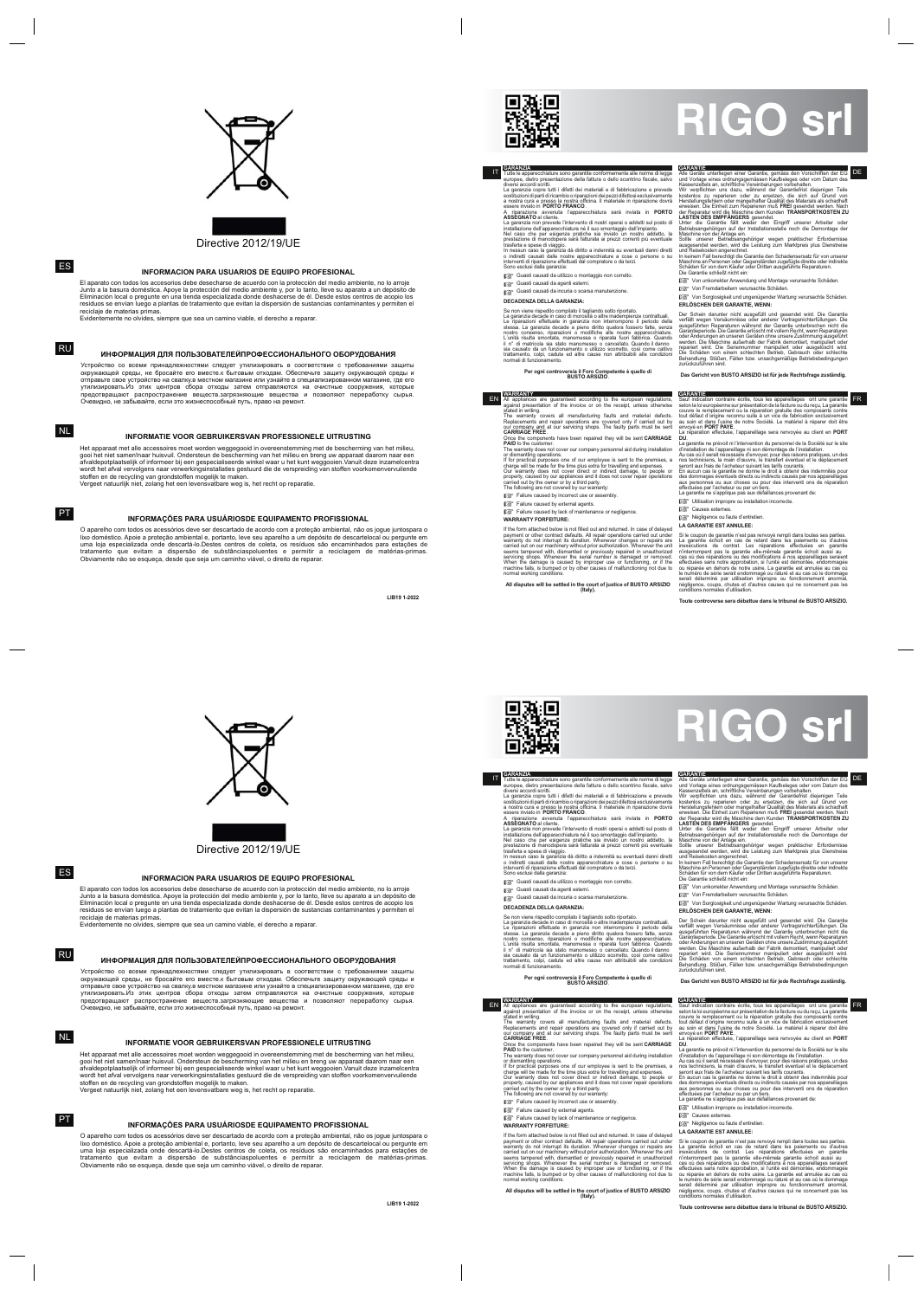Directive 2012/19/UE

**ES**

### INFORMACION PARA USUARIOS DE EQUIPO PROFESIONAL

El aparato con todos los accesorios debe desecharse de acuerdo con la protección del medio ambiente, no lo arroje Junto a la basura doméstica. Apoye la protección del medio ambiente y, por lo tanto, lleve su aparato a un depósito de Eliminación local o pregunte en una tienda especializada donde deshacerse de él. Desde estos centros de acopio los residuos se envían luego a plantas de tratamiento que evitan la dispersión de sustancias contaminantes y permiten el reciclaje de materias primas.
Evidentemente no olvides, siempre que sea un camino viable, el derecho a reparar.

**RU**

### ИНФОРМАЦИЯ ДЛЯ ПОЛЬЗОВАТЕЛЕЙПРОФЕССИОНАЛЬНОГО ОБОРУДОВАНИЯ

Устройство со всеми принадлежностями следует утилизировать в соответствии с требованиями защиты окружающей среды, не бросайте его вместе.к бытовым отходам. Обеспечьте защиту окружающей среды и отправьте свое устройство на свалку.в местном магазине или узнайте в специализированном магазине, где его утилизировать.Из этих центров сбора отходы затем отправляются на очистные сооружения, которые предотвращают распространение веществ.загрязняющие вещества и позволяют переработку сырья. Очевидно, не забывайте, если это жизнеспособный путь, право на ремонт.

**NL**

### INFORMATIE VOOR GEBRUIKERSVAN PROFESSIONELE UITRUSTING

Het apparaat met alle accessoires moet worden weggegooid in overeenstemming met de bescherming van het milieu, gooi het niet samen!naar huisvuil. Ondersteun de bescherming van het milieu en breng uw apparaat daarom naar een afvaldepotplaatselijk of informeer bij een gespecialiseerde winkel waar u het kunt weggooien.Vanuit deze inzamelcentra wordt het afval vervolgens naar verwerkingsinstallaties gestuurd die de verspreiding van stoffen voorkomenvervuilende stoffen en de recycling van grondstoffen mogelijk te maken.
Vergeet natuurlijk niet, zolang het een levensvatbare weg is, het recht op reparatie.

**PT**

### INFORMAÇÕES PARA USUÁRIOSDE EQUIPAMENTO PROFISSIONAL

O aparelho com todos os acessórios deve ser descartado de acordo com a proteção ambiental, não os jogue juntospara o lixo doméstico. Apoie a proteção ambiental e, portanto, leve seu aparelho a um depósito de descartelocal ou pergunte em uma loja especializada onde descartá-lo.Destes centros de coleta, os resíduos são encaminhados para estações de tratamento que evitam a dispersão de substânciaspoluentes e permitir a reciclagem de matérias-primas. Obviamente não se esqueça, desde que seja um caminho viável, o direito de reparar.

LIB19 1-2022

# RIGO srl

**IT**

### GARANZIA

Tutte le apparecchiature sono garantite conformemente alle norme di legge europee, dietro presentazione della fattura o dello scontrino fiscale, salvo diversi accordi scritti.
La garanzia copre tutti i difetti dei materiali e di fabbricazione e prevede sostituzioni di parti di ricambio o riparazioni dei pezzi difettosi esclusivamente a nostra cura e presso la nostra officina. Il materiale in riparazione dovrà essere inviato in **PORTO FRANCO**.
A riparazione avvenuta l'apparecchiatura sarà inviata in **PORTO ASSEGNATO** al cliente.
La garanzia non prevede l'intervento di nostri operai o addetti sul posto di installazione dell'apparecchiatura né il suo smontaggio dall'impianto.
Nel caso che per esigenze pratiche sia inviato un nostro addetto, la prestazione di manodopera sarà fatturata ai prezzi correnti più eventuale trasferta e spese di viaggio.
In nessun caso la garanzia dà diritto a indennità su eventuali danni diretti o indiretti causati dalle nostre apparecchiature a cose o persone o su interventi di riparazione effettuati dal compratore o da terzi.
Sono escluse dalla garanzia:

- Guasti causati da utilizzo o montaggio non corretto.
- Guasti causati da agenti esterni.
- Guasti causati da incuria o scarsa manutenzione.

**DECADENZA DELLA GARANZIA:**

Se non viene rispedito compilato il tagliando sotto riportato.
La garanzia decade in caso di morosità o altre inadempienze contrattuali.
Le riparazioni effettuate in garanzia non interrompono il periodo della stessa. La garanzia decade a pieno diritto qualora fossero fatte, senza nostro consenso, riparazioni o modifiche alle nostre apparecchiature, l'unità risulta smontata, manomessa o riparata fuori fabbrica. Quando il n° di matricola sia stato manomesso o cancellato. Quando il danno sia causato da un funzionamento o utilizzo scorretto, così come cattivo trattamento, colpi, cadute ed altre cause non attribuibili alle condizioni normali di funzionamento.

**Per ogni controversia il Foro Competente è quello di BUSTO ARSIZIO.**

**DE**

### GARANTIE

Alle Geräte unterliegen einer Garantie, gemäss den Vorschriften der EG und Vorlage eines ordnungsgemässen Kaufbeleges oder vom Datum des Kassenzettels an, schriftliche Vereinbarungen vorbehalten.
Wir verpflichten uns dazu, während der Garantiefrist diejenigen Teile kostenlos zu reparieren oder zu ersetzen, die sich auf Grund von Herstellungsfehlern oder mangelhafter Qualität des Materials als schadhaft erweisen. Die Einheit zum Reparieren muß **FREI** gesendet werden. Nach der Reparatur wird die Maschine dem Kunden **TRANSPORTKOSTEN ZU LASTEN DES EMPFÄNGERS** gesendet.
Unter die Garantie fällt weder den Eingriff unserer Arbeiter oder Betriebsangehöriger auf der Installationsstelle noch die Demontage der Maschine von der Anlage ein.
Sollte unserer Betriebsangehöriger wegen praktischer Erfordernisse ausgesendet werden, wird die Leistung zum Marktpreis plus Dienstreise und Reisekosten angerechnet.
In keinem Fall berechtigt die Garantie den Schadensersatz für von unserer Maschine an Personen oder Gegenständen zugefügte direkte oder indirekte Schäden für von dem Käufer oder Dritten ausgeführte Reparaturen.
Die Garantie schließt nicht ein:

- Von unkorrekter Anwendung und Montage verursachte Schäden.
- Von Fremdarbeitern verursachte Schäden.
- Von Sorglosigkeit und ungenügender Wartung verursachte Schäden.

**ERLÖSCHEN DER GARANTIE, WENN:**

Der Schein darunter nicht ausgefüllt und gesendet wird. Die Garantie verfällt wegen Versäumnisse oder anderer Vertragsnichterfüllungen. Die ausgeführten Reparaturen während der Garantie unterbrechen nicht die Garantieperiode. Die Garantie erlöscht mit vollem Recht, wenn Reparaturen oder Änderungen an unseren Geräten ohne unsere Zustimmung ausgeführt werden. Die Maschine außerhalb der Fabrik demontiert, manipuliert oder repariert wird. Die Seriennummer manipuliert oder ausgelöscht wird. Die Schäden von einem schlechten Betrieb, Gebrauch oder schlechte Behandlung, Stößen, Fällen bzw. unsachgemäße Betriebsbedingungen zurückzuführen sind.

**Das Gericht von BUSTO ARSIZIO ist für jede Rechtsfrage zuständig.**

**EN**

### WARRANTY

All appliances are guaranteed according to the european regulations, against presentation of the invoice or on the receipt, unless otherwise stated in writing.
The warranty covers all manufacturing faults and material defects. Replacements and repair operations are covered only if carried out by our company and at our servicing shops. The faulty parts must be sent **CARRIAGE FREE**.
Once the components have been repaired they will be sent **CARRIAGE PAID** to the customer.
The warranty does not cover our company personnel aid during installation or dismantling operations.
If for practical purposes one of our employee is sent to the premises, a charge will be made for the time plus extra for travelling and expenses.
Our warranty does not cover direct or indirect damage, to people or property, caused by our appliances and it does not cover repair operations carried out by the owner or by a third party.
The following are not covered by our warranty:

- Failure caused by incorrect use or assembly.
- Failure caused by external agents.
- Failure caused by lack of maintenance or negligence.

**WARRANTY FORFEITURE:**

If the form attached below is not filled out and returned. In case of delayed payment or other contract defaults. All repair operations carried out under warranty do not interrupt its duration. Whenever changes or repairs are carried out on our machinery without prior authorization. Whenever the unit seems tampered with, dismantled or previously repaired in unauthorized servicing shops. Whenever the serial number is damaged or removed. When the damage is caused by improper use or functioning, or if the machine falls, is bumped or by other causes of malfunctioning not due to normal working conditions.

**All disputes will be settled in the court of justice of BUSTO ARSIZIO (Italy).**

**FR**

### GARANTIE

Sauf indication contraire écrite, tous les appareillages ont une garantie selon la loi européenne sur présentation de la facture ou du reçu. La garantie couvre le remplacement ou la réparation gratuite des composants contre tout défaut d'origine reconnu suite à un vice de fabrication exclusivement au soin et dans l'usine de notre Société. Le matériel à réparer doit être envoyé en **PORT PAYÉ**.
La réparation effectuée, l'appareillage sera renvoyé au client en **PORT DÛ**.
La garantie ne prévoit ni l'intervention du personnel de la Société sur le site d'installation de l'appareillage ni son démontage de l'installation.
Au cas où il serait nécessaire d'envoyer, pour des raisons pratiques, un des nos techniciens, la main d'œuvre, le transfert éventuel et le déplacement seront aux frais de l'acheteur suivant les tarifs courants.
En aucun cas la garantie ne donne le droit à obtenir des indemnités pour des dommages éventuels directs ou indirects causés par nos appareillages aux personnes ou aux choses ou pour des interventions de réparation effectuées par l'acheteur ou par un tiers.
La garantie ne s'applique pas aux défaillances provenant de:

- Utilisation impropre ou installation incorrecte.
- Causes externes.
- Négligence ou faute d'entretien.

**LA GARANTIE EST ANNULEE:**

Si le coupon de garantie n'est pas renvoyé rempli dans toutes ses parties. La garantie échoit en cas de retard dans les paiements ou d'autres inexécutions de contrat. Les réparations effectuées en garantie n'interrompent pas la garantie elle-même. La garantie échoit aussi au cas où des réparations ou des modifications à nos appareillages seraient effectuées sans notre approbation, si l'unité est démontée, endommagée ou réparée en dehors de notre usine, si le numéro de série serait endommagé ou raturé et au cas où le dommage serait déterminé par utilisation impropre ou fonctionnement anormal, négligence, coups, chutes et d'autres causes qui ne concernent pas les conditions normales d'utilisation.

**Toute controverse sera débattue dans le tribunal de BUSTO ARSIZIO.**

---

Directive 2012/19/UE

**ES**

### INFORMACION PARA USUARIOS DE EQUIPO PROFESIONAL

El aparato con todos los accesorios debe desecharse de acuerdo con la protección del medio ambiente, no lo arroje Junto a la basura doméstica. Apoye la protección del medio ambiente y, por lo tanto, lleve su aparato a un depósito de Eliminación local o pregunte en una tienda especializada donde deshacerse de él. Desde estos centros de acopio los residuos se envían luego a plantas de tratamiento que evitan la dispersión de sustancias contaminantes y permiten el reciclaje de materias primas.
Evidentemente no olvides, siempre que sea un camino viable, el derecho a reparar.

**RU**

### ИНФОРМАЦИЯ ДЛЯ ПОЛЬЗОВАТЕЛЕЙПРОФЕССИОНАЛЬНОГО ОБОРУДОВАНИЯ

Устройство со всеми принадлежностями следует утилизировать в соответствии с требованиями защиты окружающей среды, не бросайте его вместе.к бытовым отходам. Обеспечьте защиту окружающей среды и отправьте свое устройство на свалку.в местном магазине или узнайте в специализированном магазине, где его утилизировать.Из этих центров сбора отходы затем отправляются на очистные сооружения, которые предотвращают распространение веществ.загрязняющие вещества и позволяют переработку сырья. Очевидно, не забывайте, если это жизнеспособный путь, право на ремонт.

**NL**

### INFORMATIE VOOR GEBRUIKERSVAN PROFESSIONELE UITRUSTING

Het apparaat met alle accessoires moet worden weggegooid in overeenstemming met de bescherming van het milieu, gooi het niet samen!naar huisvuil. Ondersteun de bescherming van het milieu en breng uw apparaat daarom naar een afvaldepotplaatselijk of informeer bij een gespecialiseerde winkel waar u het kunt weggooien.Vanuit deze inzamelcentra wordt het afval vervolgens naar verwerkingsinstallaties gestuurd die de verspreiding van stoffen voorkomenvervuilende stoffen en de recycling van grondstoffen mogelijk te maken.
Vergeet natuurlijk niet, zolang het een levensvatbare weg is, het recht op reparatie.

**PT**

### INFORMAÇÕES PARA USUÁRIOSDE EQUIPAMENTO PROFISSIONAL

O aparelho com todos os acessórios deve ser descartado de acordo com a proteção ambiental, não os jogue juntospara o lixo doméstico. Apoie a proteção ambiental e, portanto, leve seu aparelho a um depósito de descartelocal ou pergunte em uma loja especializada onde descartá-lo.Destes centros de coleta, os resíduos são encaminhados para estações de tratamento que evitam a dispersão de substânciaspoluentes e permitir a reciclagem de matérias-primas. Obviamente não se esqueça, desde que seja um caminho viável, o direito de reparar.

LIB19 1-2022

# RIGO srl

**IT**

### GARANZIA

Tutte le apparecchiature sono garantite conformemente alle norme di legge europee, dietro presentazione della fattura o dello scontrino fiscale, salvo diversi accordi scritti.
La garanzia copre tutti i difetti dei materiali e di fabbricazione e prevede sostituzioni di parti di ricambio o riparazioni dei pezzi difettosi esclusivamente a nostra cura e presso la nostra officina. Il materiale in riparazione dovrà essere inviato in **PORTO FRANCO**.
A riparazione avvenuta l'apparecchiatura sarà inviata in **PORTO ASSEGNATO** al cliente.
La garanzia non prevede l'intervento di nostri operai o addetti sul posto di installazione dell'apparecchiatura né il suo smontaggio dall'impianto.
Nel caso che per esigenze pratiche sia inviato un nostro addetto, la prestazione di manodopera sarà fatturata ai prezzi correnti più eventuale trasferta e spese di viaggio.
In nessun caso la garanzia dà diritto a indennità su eventuali danni diretti o indiretti causati dalle nostre apparecchiature a cose o persone o su interventi di riparazione effettuati dal compratore o da terzi.
Sono escluse dalla garanzia:

- Guasti causati da utilizzo o montaggio non corretto.
- Guasti causati da agenti esterni.
- Guasti causati da incuria o scarsa manutenzione.

**DECADENZA DELLA GARANZIA:**

Se non viene rispedito compilato il tagliando sotto riportato.
La garanzia decade in caso di morosità o altre inadempienze contrattuali.
Le riparazioni effettuate in garanzia non interrompono il periodo della stessa. La garanzia decade a pieno diritto qualora fossero fatte, senza nostro consenso, riparazioni o modifiche alle nostre apparecchiature, l'unità risulta smontata, manomessa o riparata fuori fabbrica. Quando il n° di matricola sia stato manomesso o cancellato. Quando il danno sia causato da un funzionamento o utilizzo scorretto, così come cattivo trattamento, colpi, cadute ed altre cause non attribuibili alle condizioni normali di funzionamento.

**Per ogni controversia il Foro Competente è quello di BUSTO ARSIZIO.**

**DE**

### GARANTIE

Alle Geräte unterliegen einer Garantie, gemäss den Vorschriften der EG und Vorlage eines ordnungsgemässen Kaufbeleges oder vom Datum des Kassenzettels an, schriftliche Vereinbarungen vorbehalten.
Wir verpflichten uns dazu, während der Garantiefrist diejenigen Teile kostenlos zu reparieren oder zu ersetzen, die sich auf Grund von Herstellungsfehlern oder mangelhafter Qualität des Materials als schadhaft erweisen. Die Einheit zum Reparieren muß **FREI** gesendet werden. Nach der Reparatur wird die Maschine dem Kunden **TRANSPORTKOSTEN ZU LASTEN DES EMPFÄNGERS** gesendet.
Unter die Garantie fällt weder den Eingriff unserer Arbeiter oder Betriebsangehöriger auf der Installationsstelle noch die Demontage der Maschine von der Anlage ein.
Sollte unserer Betriebsangehöriger wegen praktischer Erfordernisse ausgesendet werden, wird die Leistung zum Marktpreis plus Dienstreise und Reisekosten angerechnet.
In keinem Fall berechtigt die Garantie den Schadensersatz für von unserer Maschine an Personen oder Gegenständen zugefügte direkte oder indirekte Schäden für von dem Käufer oder Dritten ausgeführte Reparaturen.
Die Garantie schließt nicht ein:

- Von unkorrekter Anwendung und Montage verursachte Schäden.
- Von Fremdarbeitern verursachte Schäden.
- Von Sorglosigkeit und ungenügender Wartung verursachte Schäden.

**ERLÖSCHEN DER GARANTIE, WENN:**

Der Schein darunter nicht ausgefüllt und gesendet wird. Die Garantie verfällt wegen Versäumnisse oder anderer Vertragsnichterfüllungen. Die ausgeführten Reparaturen während der Garantie unterbrechen nicht die Garantieperiode. Die Garantie erlöscht mit vollem Recht, wenn Reparaturen oder Änderungen an unseren Geräten ohne unsere Zustimmung ausgeführt werden. Die Maschine außerhalb der Fabrik demontiert, manipuliert oder repariert wird. Die Seriennummer manipuliert oder ausgelöscht wird. Die Schäden von einem schlechten Betrieb, Gebrauch oder schlechte Behandlung, Stößen, Fällen bzw. unsachgemäße Betriebsbedingungen zurückzuführen sind.

**Das Gericht von BUSTO ARSIZIO ist für jede Rechtsfrage zuständig.**

**EN**

### WARRANTY

All appliances are guaranteed according to the european regulations, against presentation of the invoice or on the receipt, unless otherwise stated in writing.
The warranty covers all manufacturing faults and material defects. Replacements and repair operations are covered only if carried out by our company and at our servicing shops. The faulty parts must be sent **CARRIAGE FREE**.
Once the components have been repaired they will be sent **CARRIAGE PAID** to the customer.
The warranty does not cover our company personnel aid during installation or dismantling operations.
If for practical purposes one of our employee is sent to the premises, a charge will be made for the time plus extra for travelling and expenses.
Our warranty does not cover direct or indirect damage, to people or property, caused by our appliances and it does not cover repair operations carried out by the owner or by a third party.
The following are not covered by our warranty:

- Failure caused by incorrect use or assembly.
- Failure caused by external agents.
- Failure caused by lack of maintenance or negligence.

**WARRANTY FORFEITURE:**

If the form attached below is not filled out and returned. In case of delayed payment or other contract defaults. All repair operations carried out under warranty do not interrupt its duration. Whenever changes or repairs are carried out on our machinery without prior authorization. Whenever the unit seems tampered with, dismantled or previously repaired in unauthorized servicing shops. Whenever the serial number is damaged or removed. When the damage is caused by improper use or functioning, or if the machine falls, is bumped or by other causes of malfunctioning not due to normal working conditions.

**All disputes will be settled in the court of justice of BUSTO ARSIZIO (Italy).**

**FR**

### GARANTIE

Sauf indication contraire écrite, tous les appareillages ont une garantie selon la loi européenne sur présentation de la facture ou du reçu. La garantie couvre le remplacement ou la réparation gratuite des composants contre tout défaut d'origine reconnu suite à un vice de fabrication exclusivement au soin et dans l'usine de notre Société. Le matériel à réparer doit être envoyé en **PORT PAYÉ**.
La réparation effectuée, l'appareillage sera renvoyé au client en **PORT DÛ**.
La garantie ne prévoit ni l'intervention du personnel de la Société sur le site d'installation de l'appareillage ni son démontage de l'installation.
Au cas où il serait nécessaire d'envoyer, pour des raisons pratiques, un des nos techniciens, la main d'œuvre, le transfert éventuel et le déplacement seront aux frais de l'acheteur suivant les tarifs courants.
En aucun cas la garantie ne donne le droit à obtenir des indemnités pour des dommages éventuels directs ou indirects causés par nos appareillages aux personnes ou aux choses ou pour des interventions de réparation effectuées par l'acheteur ou par un tiers.
La garantie ne s'applique pas aux défaillances provenant de:

- Utilisation impropre ou installation incorrecte.
- Causes externes.
- Négligence ou faute d'entretien.

**LA GARANTIE EST ANNULEE:**

Si le coupon de garantie n'est pas renvoyé rempli dans toutes ses parties. La garantie échoit en cas de retard dans les paiements ou d'autres inexécutions de contrat. Les réparations effectuées en garantie n'interrompent pas la garantie elle-même. La garantie échoit aussi au cas où des réparations ou des modifications à nos appareillages seraient effectuées sans notre approbation, si l'unité est démontée, endommagée ou réparée en dehors de notre usine, si le numéro de série serait endommagé ou raturé et au cas où le dommage serait déterminé par utilisation impropre ou fonctionnement anormal, négligence, coups, chutes et d'autres causes qui ne concernent pas les conditions normales d'utilisation.

**Toute controverse sera débattue dans le tribunal de BUSTO ARSIZIO.**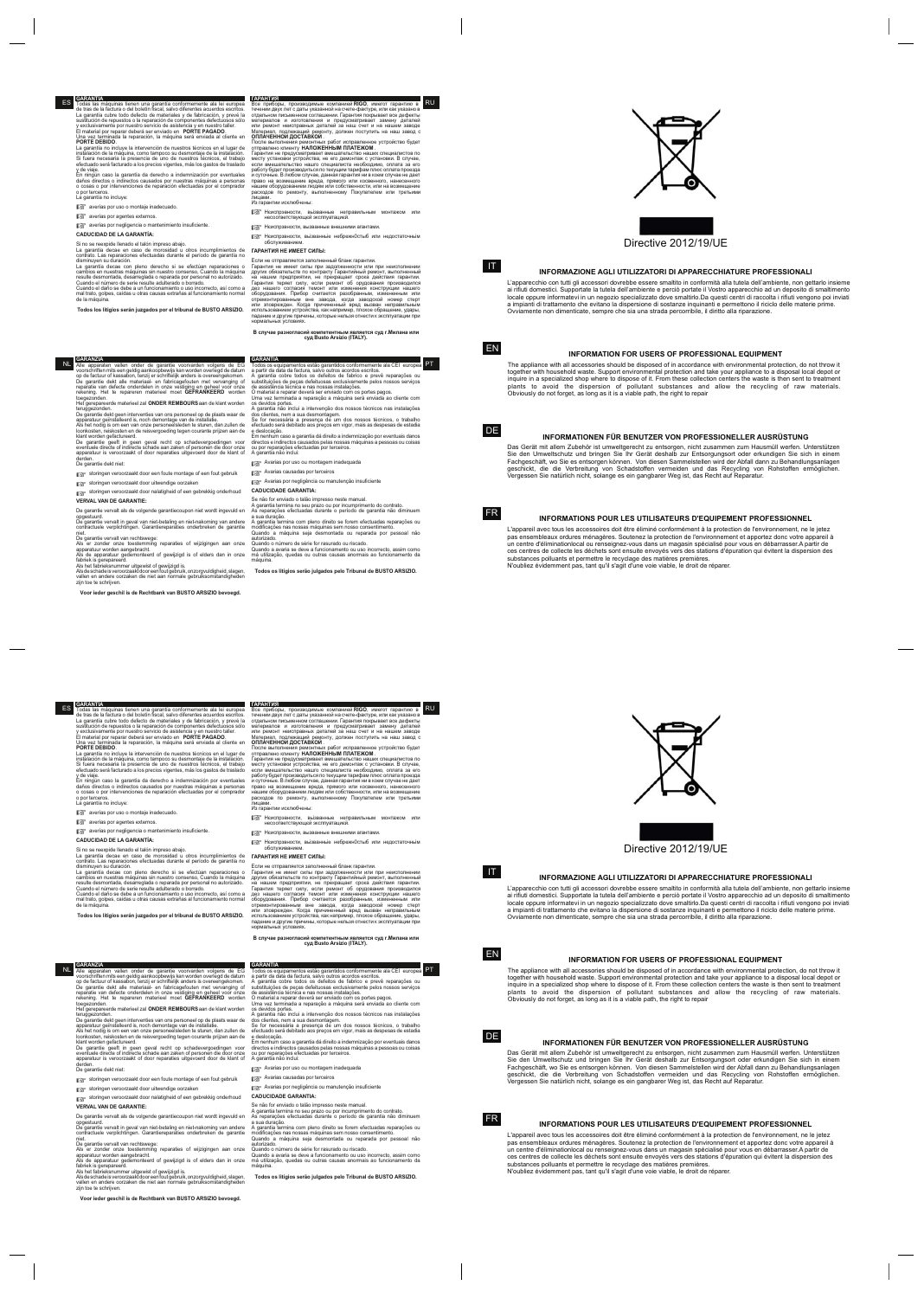## ES GARANTÍA

Todas las máquinas tienen una garantía conformemente ala ley europea de tres de la factura o del boletín fiscal, salvo diferentes acuerdos escritos.
La garantía cubre todo defecto de materiales y de fabricación, y prevé la sustitución de repuestos o la reparación de componentes defectuosos sólo y exclusivamente por nuestro servicio de asistencia y en nuestro taller.
El material por reparar deberá ser enviado en **PORTE PAGADO**.
Una vez terminada la reparación, la máquina será enviada al cliente en **PORTE DEBIDO**.
La garantía no incluye la intervención de nuestros técnicos en el lugar de instalación de la máquina, como tampoco su desmontaje de la instalación.
Si fuera necesaria la presencia de uno de nuestros técnicos, el trabajo efectuado será facturado a los precios vigentes, más los gastos de traslado y de viaje.
En ningún caso la garantía da derecho a indemnización por eventuales daños directos o indirectos causados por nuestras máquinas a personas o cosas o por intervenciones de reparación efectuadas por el comprador o por terceros.
La garantía no incluye:

- averías por uso o montaje inadecuado.
- averías por agentes externos.
- averías por negligencia o mantenimiento insuficiente.

**CADUCIDAD DE LA GARANTÍA:**

Si no se reenvía llenado el talón impreso abajo.
La garantía decae en caso de morosidad u otros incumplimientos de contrato. Las reparaciones efectuadas durante el período de garantía no disminuyen su duración.
La garantía decae con pleno derecho si se efectúan reparaciones o cambios en nuestras máquinas sin nuestro consenso, Cuando la máquina resulte desmontada, desarreglada o reparada por personal no autorizado.
Cuando el número de serie resulte adulterado o borrado.
Cuando el daño se debe a un funcionamiento o uso incorrecto, así como a mal trato, golpes, caídas u otras causas extrañas al funcionamiento normal de la máquina.

**Todos los litigios serán juzgados por el tribunal de BUSTO ARSIZIO.**

## RU ГАРАНТИЯ

Все приборы, производимые компанией **RIGO**, имеют гарантию в течение двух лет с даты указанной на счете-фактуре, или как указано в отдельном письменном соглашении. Гарантия покрывает все дефекты материалов и изготовления и предусматривает замену деталей или ремонт неисправных деталей за наш счет и на нашем заводе. Материал, подлежащий ремонту, должен поступить на наш завод с **ОПЛАЧЕННОЙ ДОСТАВКОЙ**.
После выполнения ремонтных работ исправленное устройство будет отправлено клиенту **НАЛОЖЕННЫМ ПЛАТЕЖОМ**.
Гарантия не предусматривает вмешательство наших специалистов по месту установки устройства, не его демонтаж с установки. В случае, если вмешательство нашего специалиста необходимо, оплата за его работу будет производиться по текущим тарифам плюс оплата проезда и суточных. В любом случае, данная гарантия ни в коем случае не дает право на возмещение вреда, прямого или косвенного, нанесенного нашим оборудованием людям или собственности, или на возмещение расходов по ремонту, выполненному Покупателем или третьими лицами.
Из гарантии исключены:

- Неисправности, вызванные неправильным монтажом или несоответствующей эксплуатацией.
- Неисправности, вызванные внешними агентами.
- Неисправности, вызванные небрежностью или недостаточным обслуживанием.

**ГАРАНТИЯ НЕ ИМЕЕТ СИЛЫ:**

Если не отправляется заполненный бланк гарантии.
Гарантия не имеет силы при задолженности или при неисполнении других обязательств по контракту Гарантийный ремонт, выполненный на нашем предприятии, не прекращает срока действия гарантии.
Гарантия теряет силу, если ремонт оборудования производился без нашего согласия (ремонт или изменения конструкции нашего оборудования. Прибор считается разобранным, измененным или отремонтированным вне завода, когда заводской номер стерт или повреждён. Когда причиненный вред вызван неправильным использованием устройства, как например, плохое обращение, удары, падения и другие причины, которые нельзя отнести к эксплуатации при нормальных условиях.

**В случае разногласий компетентным является суд г.Милана или суд Busto Arsizio (ITALY).**

## NL GARANTIE

Alle apparaten vallen onder de garantie voorwaarden volgens de EG voorschriften mits een geldig aankoopbewijs kan worden overlegd de datum op de factuur of kasbon, tenzij er schriftelijk anders is overeengekomen.
De garantie dekt alle materiaal- en fabricagefouten met vervanging of reparatie van defecte onderdelen in onze vestiging en geheel voor onze rekening. Het te repareren materiaal moet **GEFRANKEERD** worden toegezonden.
Het gerepareerde materiaal zal **ONDER REMBOURS** aan de klant worden teruggezonden.
De garantie dekt geen interventies van ons personeel op de plaats waar de apparatuur geïnstalleerd is, noch demontage van de installatie.
Als het nodig is om een van onze personeelsleden te sturen, dan zullen de loonkosten, reiskosten en de reisvergoeding tegen courante prijzen aan de klant worden gefactureerd.
De garantie geeft in geen geval recht op schadevergoedingen voor eventuele directe of indirecte schade aan personen of zaken door onze apparatuur is veroorzaakt of door reparaties uitgevoerd door de klant of derden.
De garantie dekt niet:

- storingen veroorzaakt door een foute montage of een fout gebruik
- storingen veroorzaakt door uiteendige oorzaken
- storingen veroorzaakt door nalatigheid of een gebrekkig onderhoud

**VERVAL VAN DE GARANTIE:**

De garantie vervalt als de volgende garantiecoupon niet wordt ingevuld en opgestuurd.
De garantie vervalt in geval van niet-betaling en niet-nakoming van andere contractuele verplichtingen. Garantiereparaties onderbreken de garantie niet.
De garantie vervalt van rechtswege:
Als er zonder onze toestemming reparaties of wijzigingen aan onze apparatuur worden aangebracht.
Als de apparatuur gedemonteerd of gewijzigd is of elders dan in onze fabriek is gerepareerd.
Als het fabrieksnummer uitgewist of gewijzigd is.
Als de schade is veroorzaakt door een fout gebruik, onzorgvuldigheid, slagen, vallen en andere oorzaken die niet aan normale gebruiksomstandigheden zijn toe te schrijven.

**Voor ieder geschil is de Rechtbank van BUSTO ARSIZIO bevoegd.**

## PT GARANTIA

Todos os equipamentos estão garantidos conformemente ale CEI europea a partir da data da fatura, salvo outros acordos escritos.
A garantia cobre todos os defeitos de fabrico e prevê reparações ou substituições de peças defeituosas exclusivamente pelos nossos serviços de assistência técnica e nas nossas instalações.
O material a reparar deverá ser enviado com os portes pagos.
Uma vez terminada a reparação a máquina será enviada ao cliente com os devidos portes.
A garantia não inclui a intervenção dos nossos técnicos nas instalações dos clientes, nem a sua desmontagem.
Se for necessária a presença de um dos nossos técnicos, o trabalho efectuado será debitado aos preços em vigor, mais as despesas de estadia e deslocação.
Em nenhum caso a garantia dá direito a indemnização por eventuais danos directos e indirectos causados pelas nossas máquinas a pessoas ou coisas ou por reparações efectuadas por terceiros.
A garantia não inclui:

- Avarias por uso ou montagem inadequada
- Avarias causadas por terceiros
- Avarias por negligência ou manutenção insuficiente

**CADUCIDADE GARANTIA:**

Se não for enviado o talão impresso neste manual.
A garantia termina no seu prazo ou por incumprimento do contrato.
As reparações efectuadas durante o período de garantia não diminuem a sua duração.
A garantia termina com pleno direito se forem efectuadas reparações ou modificações nas nossas máquinas sem nosso consentimento.
Quando o número de série for rasurado ou riscado.
Quando a máquina seja desmontada ou reparada por pessoal não autorizado.
Quando a avaria se deve a funcionamento ou uso incorrecto, assim como má utilização, quedas ou outras causas anormais ao funcionamento da máquina.

**Todos os litígios serão julgados pelo Tribunal de BUSTO ARSIZIO.**

Directive 2012/19/UE

## IT INFORMAZIONE AGLI UTILIZZATORI DI APPARECCHIATURE PROFESSIONALI

L'apparecchio con tutti gli accessori dovrebbe essere smaltito in conformità alla tutela dell'ambiente, non gettarlo insieme ai rifiuti domestici. Supportate la tutela dell'ambiente e perciò portate il Vostro apparecchio ad un deposito di smaltimento locale oppure informatevi in un negozio specializzato dove smaltirlo.Da questi centri di raccolta i rifiuti vengono poi inviati a impianti di trattamento che evitano la dispersione di sostanze inquinanti e permettono il riciclo delle materie prime. Ovviamente non dimenticate, sempre che sia una strada percorribile, il diritto alla riparazione.

## EN INFORMATION FOR USERS OF PROFESSIONAL EQUIPMENT

The appliance with all accessories should be disposed of in accordance with environmental protection, do not throw it together with household waste. Support environmental protection and take your appliance to a disposal local depot or inquire in a specialized shop where to dispose of it. From these collection centers the waste is then sent to treatment plants to avoid the dispersion of pollutant substances and allow the recycling of raw materials. Obviously do not forget, as long as it is a viable path, the right to repair

## DE INFORMATIONEN FÜR BENUTZER VON PROFESSIONELLER AUSRÜSTUNG

Das Gerät mit allem Zubehör ist umweltgerecht zu entsorgen, nicht zusammen zum Hausmüll werfen. Unterstützen Sie den Umweltschutz und bringen Sie Ihr Gerät deshalb zur Entsorgungsort oder erkundigen Sie sich in einem Fachgeschäft, wo Sie es entsorgen können. Von diesen Sammelstellen wird der Abfall dann zu Behandlungsanlagen geschickt, die die Verbreitung von Schadstoffen vermeiden und das Recycling von Rohstoffen ermöglichen. Vergessen Sie natürlich nicht, solange es ein gangbarer Weg ist, das Recht auf Reparatur.

## FR INFORMATIONS POUR LES UTILISATEURS D'EQUIPEMENT PROFESSIONNEL

L'appareil avec tous les accessoires doit être éliminé conformément à la protection de l'environnement, ne le jetez pas ensemble avec ordures ménagères. Soutenez la protection de l'environnement et apportez donc votre appareil à un centre d'éliminationlocal ou renseignez-vous dans un magasin spécialisé pour vous en débarrasser.A partir de ces centres de collecte les déchets sont ensuite envoyés vers des stations d'épuration qui évitent la dispersion des substances polluants et permettre le recyclage des matières premières.
N'oubliez évidemment pas, tant qu'il s'agit d'une voie viable, le droit de réparer.

## ES GARANTÍA

Todas las máquinas tienen una garantía conformemente ala ley europea de tres de la factura o del boletín fiscal, salvo diferentes acuerdos escritos.
La garantía cubre todo defecto de materiales y de fabricación, y prevé la sustitución de repuestos o la reparación de componentes defectuosos sólo y exclusivamente por nuestro servicio de asistencia y en nuestro taller.
El material por reparar deberá ser enviado en **PORTE PAGADO**.
Una vez terminada la reparación, la máquina será enviada al cliente en **PORTE DEBIDO**.
La garantía no incluye la intervención de nuestros técnicos en el lugar de instalación de la máquina, como tampoco su desmontaje de la instalación.
Si fuera necesaria la presencia de uno de nuestros técnicos, el trabajo efectuado será facturado a los precios vigentes, más los gastos de traslado y de viaje.
En ningún caso la garantía da derecho a indemnización por eventuales daños directos o indirectos causados por nuestras máquinas a personas o cosas o por intervenciones de reparación efectuadas por el comprador o por terceros.
La garantía no incluye:

- averías por uso o montaje inadecuado.
- averías por agentes externos.
- averías por negligencia o mantenimiento insuficiente.

**CADUCIDAD DE LA GARANTÍA:**

Si no se reenvía llenado el talón impreso abajo.
La garantía decae en caso de morosidad u otros incumplimientos de contrato. Las reparaciones efectuadas durante el período de garantía no disminuyen su duración.
La garantía decae con pleno derecho si se efectúan reparaciones o cambios en nuestras máquinas sin nuestro consenso, Cuando la máquina resulte desmontada, desarreglada o reparada por personal no autorizado.
Cuando el número de serie resulte adulterado o borrado.
Cuando el daño se debe a un funcionamiento o uso incorrecto, así como a mal trato, golpes, caídas u otras causas extrañas al funcionamiento normal de la máquina.

**Todos los litigios serán juzgados por el tribunal de BUSTO ARSIZIO.**

## RU ГАРАНТИЯ

Все приборы, производимые компанией **RIGO**, имеют гарантию в течение двух лет с даты указанной на счете-фактуре, или как указано в отдельном письменном соглашении. Гарантия покрывает все дефекты материалов и изготовления и предусматривает замену деталей или ремонт неисправных деталей за наш счет и на нашем заводе. Материал, подлежащий ремонту, должен поступить на наш завод с **ОПЛАЧЕННОЙ ДОСТАВКОЙ**.
После выполнения ремонтных работ исправленное устройство будет отправлено клиенту **НАЛОЖЕННЫМ ПЛАТЕЖОМ**.
Гарантия не предусматривает вмешательство наших специалистов по месту установки устройства, не его демонтаж с установки. В случае, если вмешательство нашего специалиста необходимо, оплата за его работу будет производиться по текущим тарифам плюс оплата проезда и суточных. В любом случае, данная гарантия ни в коем случае не дает право на возмещение вреда, прямого или косвенного, нанесенного нашим оборудованием людям или собственности, или на возмещение расходов по ремонту, выполненному Покупателем или третьими лицами.
Из гарантии исключены:

- Неисправности, вызванные неправильным монтажом или несоответствующей эксплуатацией.
- Неисправности, вызванные внешними агентами.
- Неисправности, вызванные небрежностью или недостаточным обслуживанием.

**ГАРАНТИЯ НЕ ИМЕЕТ СИЛЫ:**

Если не отправляется заполненный бланк гарантии.
Гарантия не имеет силы при задолженности или при неисполнении других обязательств по контракту Гарантийный ремонт, выполненный на нашем предприятии, не прекращает срока действия гарантии.
Гарантия теряет силу, если ремонт оборудования производился без нашего согласия (ремонт или изменения конструкции нашего оборудования. Прибор считается разобранным, измененным или отремонтированным вне завода, когда заводской номер стерт или повреждён. Когда причиненный вред вызван неправильным использованием устройства, как например, плохое обращение, удары, падения и другие причины, которые нельзя отнести к эксплуатации при нормальных условиях.

**В случае разногласий компетентным является суд г.Милана или суд Busto Arsizio (ITALY).**

## NL GARANTIE

Alle apparaten vallen onder de garantie voorwaarden volgens de EG voorschriften mits een geldig aankoopbewijs kan worden overlegd de datum op de factuur of kasbon, tenzij er schriftelijk anders is overeengekomen.
De garantie dekt alle materiaal- en fabricagefouten met vervanging of reparatie van defecte onderdelen in onze vestiging en geheel voor onze rekening. Het te repareren materiaal moet **GEFRANKEERD** worden toegezonden.
Het gerepareerde materiaal zal **ONDER REMBOURS** aan de klant worden teruggezonden.
De garantie dekt geen interventies van ons personeel op de plaats waar de apparatuur geïnstalleerd is, noch demontage van de installatie.
Als het nodig is om een van onze personeelsleden te sturen, dan zullen de loonkosten, reiskosten en de reisvergoeding tegen courante prijzen aan de klant worden gefactureerd.
De garantie geeft in geen geval recht op schadevergoedingen voor eventuele directe of indirecte schade aan personen of zaken door onze apparatuur is veroorzaakt of door reparaties uitgevoerd door de klant of derden.
De garantie dekt niet:

- storingen veroorzaakt door een foute montage of een fout gebruik
- storingen veroorzaakt door uiteendige oorzaken
- storingen veroorzaakt door nalatigheid of een gebrekkig onderhoud

**VERVAL VAN DE GARANTIE:**

De garantie vervalt als de volgende garantiecoupon niet wordt ingevuld en opgestuurd.
De garantie vervalt in geval van niet-betaling en niet-nakoming van andere contractuele verplichtingen. Garantiereparaties onderbreken de garantie niet.
De garantie vervalt van rechtswege:
Als er zonder onze toestemming reparaties of wijzigingen aan onze apparatuur worden aangebracht.
Als de apparatuur gedemonteerd of gewijzigd is of elders dan in onze fabriek is gerepareerd.
Als het fabrieksnummer uitgewist of gewijzigd is.
Als de schade is veroorzaakt door een fout gebruik, onzorgvuldigheid, slagen, vallen en andere oorzaken die niet aan normale gebruiksomstandigheden zijn toe te schrijven.

**Voor ieder geschil is de Rechtbank van BUSTO ARSIZIO bevoegd.**

## PT GARANTIA

Todos os equipamentos estão garantidos conformemente ale CEI europea a partir da data da fatura, salvo outros acordos escritos.
A garantia cobre todos os defeitos de fabrico e prevê reparações ou substituições de peças defeituosas exclusivamente pelos nossos serviços de assistência técnica e nas nossas instalações.
O material a reparar deverá ser enviado com os portes pagos.
Uma vez terminada a reparação a máquina será enviada ao cliente com os devidos portes.
A garantia não inclui a intervenção dos nossos técnicos nas instalações dos clientes, nem a sua desmontagem.
Se for necessária a presença de um dos nossos técnicos, o trabalho efectuado será debitado aos preços em vigor, mais as despesas de estadia e deslocação.
Em nenhum caso a garantia dá direito a indemnização por eventuais danos directos e indirectos causados pelas nossas máquinas a pessoas ou coisas ou por reparações efectuadas por terceiros.
A garantia não inclui:

- Avarias por uso ou montagem inadequada
- Avarias causadas por terceiros
- Avarias por negligência ou manutenção insuficiente

**CADUCIDADE GARANTIA:**

Se não for enviado o talão impresso neste manual.
A garantia termina no seu prazo ou por incumprimento do contrato.
As reparações efectuadas durante o período de garantia não diminuem a sua duração.
A garantia termina com pleno direito se forem efectuadas reparações ou modificações nas nossas máquinas sem nosso consentimento.
Quando o número de série for rasurado ou riscado.
Quando a máquina seja desmontada ou reparada por pessoal não autorizado.
Quando a avaria se deve a funcionamento ou uso incorrecto, assim como má utilização, quedas ou outras causas anormais ao funcionamento da máquina.

**Todos os litígios serão julgados pelo Tribunal de BUSTO ARSIZIO.**

Directive 2012/19/UE

## IT INFORMAZIONE AGLI UTILIZZATORI DI APPARECCHIATURE PROFESSIONALI

L'apparecchio con tutti gli accessori dovrebbe essere smaltito in conformità alla tutela dell'ambiente, non gettarlo insieme ai rifiuti domestici. Supportate la tutela dell'ambiente e perciò portate il Vostro apparecchio ad un deposito di smaltimento locale oppure informatevi in un negozio specializzato dove smaltirlo.Da questi centri di raccolta i rifiuti vengono poi inviati a impianti di trattamento che evitano la dispersione di sostanze inquinanti e permettono il riciclo delle materie prime. Ovviamente non dimenticate, sempre che sia una strada percorribile, il diritto alla riparazione.

## EN INFORMATION FOR USERS OF PROFESSIONAL EQUIPMENT

The appliance with all accessories should be disposed of in accordance with environmental protection, do not throw it together with household waste. Support environmental protection and take your appliance to a disposal local depot or inquire in a specialized shop where to dispose of it. From these collection centers the waste is then sent to treatment plants to avoid the dispersion of pollutant substances and allow the recycling of raw materials. Obviously do not forget, as long as it is a viable path, the right to repair

## DE INFORMATIONEN FÜR BENUTZER VON PROFESSIONELLER AUSRÜSTUNG

Das Gerät mit allem Zubehör ist umweltgerecht zu entsorgen, nicht zusammen zum Hausmüll werfen. Unterstützen Sie den Umweltschutz und bringen Sie Ihr Gerät deshalb zur Entsorgungsort oder erkundigen Sie sich in einem Fachgeschäft, wo Sie es entsorgen können. Von diesen Sammelstellen wird der Abfall dann zu Behandlungsanlagen geschickt, die die Verbreitung von Schadstoffen vermeiden und das Recycling von Rohstoffen ermöglichen. Vergessen Sie natürlich nicht, solange es ein gangbarer Weg ist, das Recht auf Reparatur.

## FR INFORMATIONS POUR LES UTILISATEURS D'EQUIPEMENT PROFESSIONNEL

L'appareil avec tous les accessoires doit être éliminé conformément à la protection de l'environnement, ne le jetez pas ensemble avec ordures ménagères. Soutenez la protection de l'environnement et apportez donc votre appareil à un centre d'éliminationlocal ou renseignez-vous dans un magasin spécialisé pour vous en débarrasser.A partir de ces centres de collecte les déchets sont ensuite envoyés vers des stations d'épuration qui évitent la dispersion des substances polluants et permettre le recyclage des matières premières.
N'oubliez évidemment pas, tant qu'il s'agit d'une voie viable, le droit de réparer.